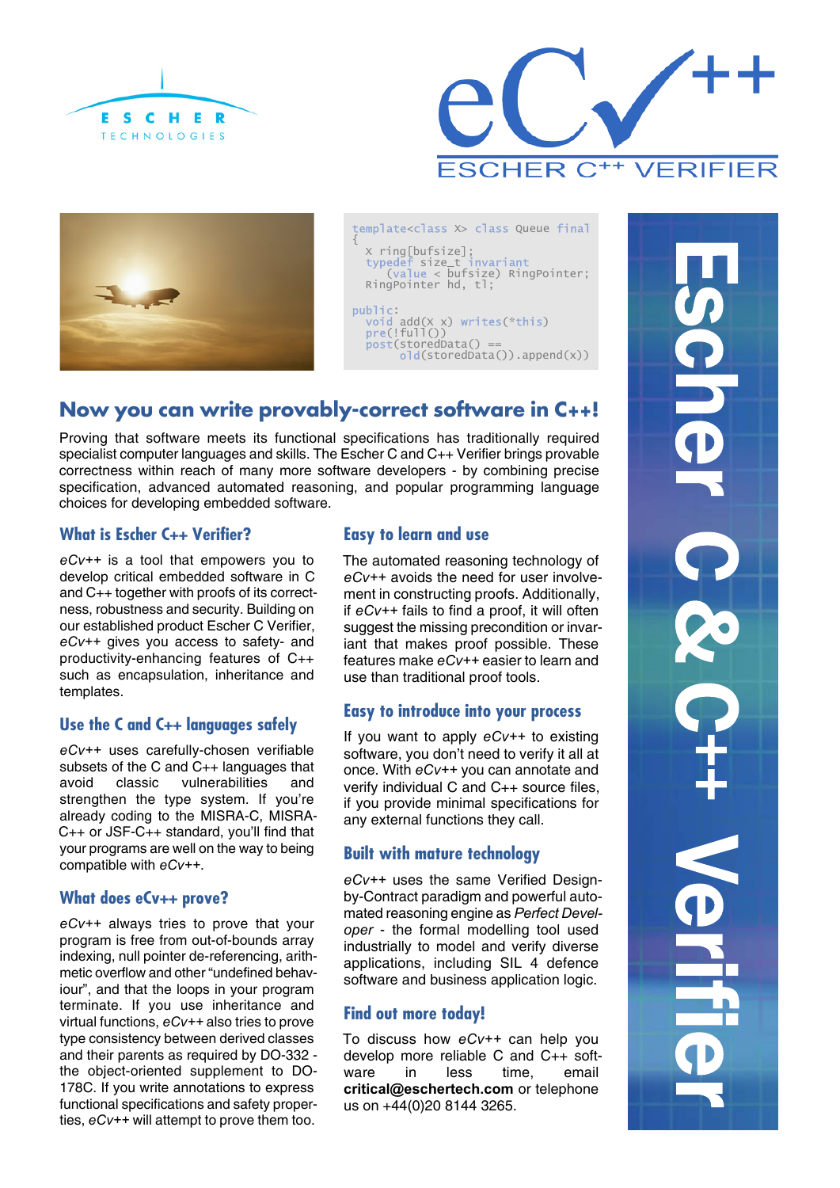ESCHER TECHNOLOGIES

# eCv++ ESCHER C++ VERIFIER

```
template<class X> class Queue final
{
  X ring[bufsize];
  typedef size_t invariant
      (value < bufsize) RingPointer;
  RingPointer hd, tl;

public:
  void add(X x) writes(*this)
  pre(!full())
  post(storedData() ==
       old(storedData()).append(x))
```

## Now you can write provably-correct software in C++!

Proving that software meets its functional specifications has traditionally required specialist computer languages and skills. The Escher C and C++ Verifier brings provable correctness within reach of many more software developers - by combining precise specification, advanced automated reasoning, and popular programming language choices for developing embedded software.

### What is Escher C++ Verifier?

*eCv++* is a tool that empowers you to develop critical embedded software in C and C++ together with proofs of its correctness, robustness and security. Building on our established product Escher C Verifier, *eCv++* gives you access to safety- and productivity-enhancing features of C++ such as encapsulation, inheritance and templates.

### Use the C and C++ languages safely

*eCv++* uses carefully-chosen verifiable subsets of the C and C++ languages that avoid classic vulnerabilities and strengthen the type system. If you're already coding to the MISRA-C, MISRA-C++ or JSF-C++ standard, you'll find that your programs are well on the way to being compatible with *eCv++*.

### What does eCv++ prove?

*eCv++* always tries to prove that your program is free from out-of-bounds array indexing, null pointer de-referencing, arithmetic overflow and other "undefined behaviour", and that the loops in your program terminate. If you use inheritance and virtual functions, *eCv++* also tries to prove type consistency between derived classes and their parents as required by DO-332 - the object-oriented supplement to DO-178C. If you write annotations to express functional specifications and safety properties, *eCv++* will attempt to prove them too.

### Easy to learn and use

The automated reasoning technology of *eCv++* avoids the need for user involvement in constructing proofs. Additionally, if *eCv++* fails to find a proof, it will often suggest the missing precondition or invariant that makes proof possible. These features make *eCv++* easier to learn and use than traditional proof tools.

### Easy to introduce into your process

If you want to apply *eCv++* to existing software, you don't need to verify it all at once. With *eCv++* you can annotate and verify individual C and C++ source files, if you provide minimal specifications for any external functions they call.

### Built with mature technology

*eCv++* uses the same Verified Design-by-Contract paradigm and powerful automated reasoning engine as *Perfect Developer* - the formal modelling tool used industrially to model and verify diverse applications, including SIL 4 defence software and business application logic.

### Find out more today!

To discuss how *eCv++* can help you develop more reliable C and C++ software in less time, email **critical@eschertech.com** or telephone us on +44(0)20 8144 3265.

Escher C & C++ Verifier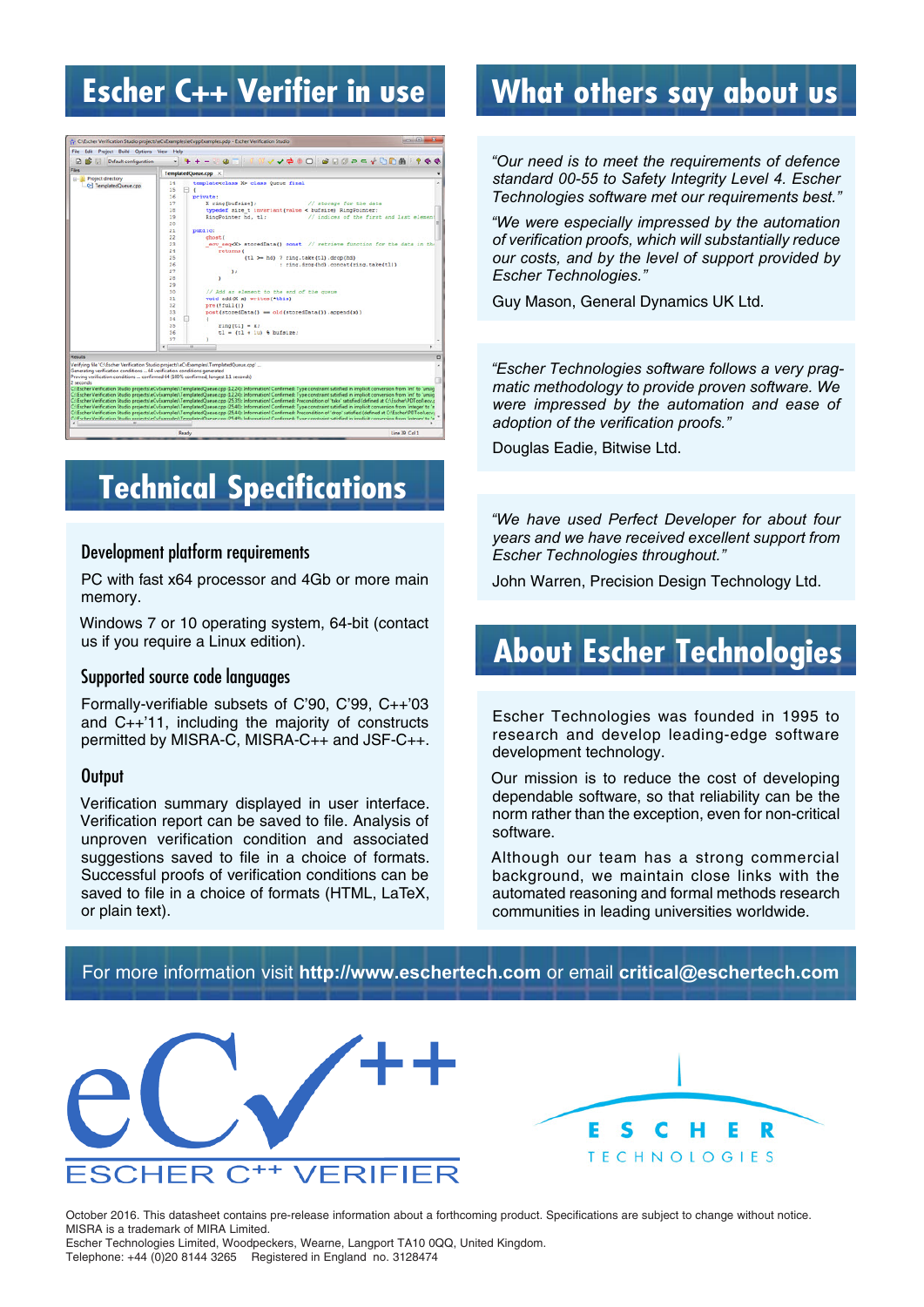## Escher C++ Verifier in use

## Technical Specifications

### Development platform requirements

PC with fast x64 processor and 4Gb or more main memory.

Windows 7 or 10 operating system, 64-bit (contact us if you require a Linux edition).

### Supported source code languages

Formally-verifiable subsets of C'90, C'99, C++'03 and C++'11, including the majority of constructs permitted by MISRA-C, MISRA-C++ and JSF-C++.

### Output

Verification summary displayed in user interface. Verification report can be saved to file. Analysis of unproven verification condition and associated suggestions saved to file in a choice of formats. Successful proofs of verification conditions can be saved to file in a choice of formats (HTML, LaTeX, or plain text).

## What others say about us

*"Our need is to meet the requirements of defence standard 00-55 to Safety Integrity Level 4. Escher Technologies software met our requirements best."*

*"We were especially impressed by the automation of verification proofs, which will substantially reduce our costs, and by the level of support provided by Escher Technologies."*

Guy Mason, General Dynamics UK Ltd.

*"Escher Technologies software follows a very pragmatic methodology to provide proven software. We were impressed by the automation and ease of adoption of the verification proofs."*

Douglas Eadie, Bitwise Ltd.

*"We have used Perfect Developer for about four years and we have received excellent support from Escher Technologies throughout."*

John Warren, Precision Design Technology Ltd.

## About Escher Technologies

Escher Technologies was founded in 1995 to research and develop leading-edge software development technology.

Our mission is to reduce the cost of developing dependable software, so that reliability can be the norm rather than the exception, even for non-critical software.

Although our team has a strong commercial background, we maintain close links with the automated reasoning and formal methods research communities in leading universities worldwide.

For more information visit **http://www.eschertech.com** or email **critical@eschertech.com**

eCv++ ESCHER C++ VERIFIER

ESCHER TECHNOLOGIES

October 2016. This datasheet contains pre-release information about a forthcoming product. Specifications are subject to change without notice.
MISRA is a trademark of MIRA Limited.
Escher Technologies Limited, Woodpeckers, Wearne, Langport TA10 0QQ, United Kingdom.
Telephone: +44 (0)20 8144 3265 Registered in England no. 3128474